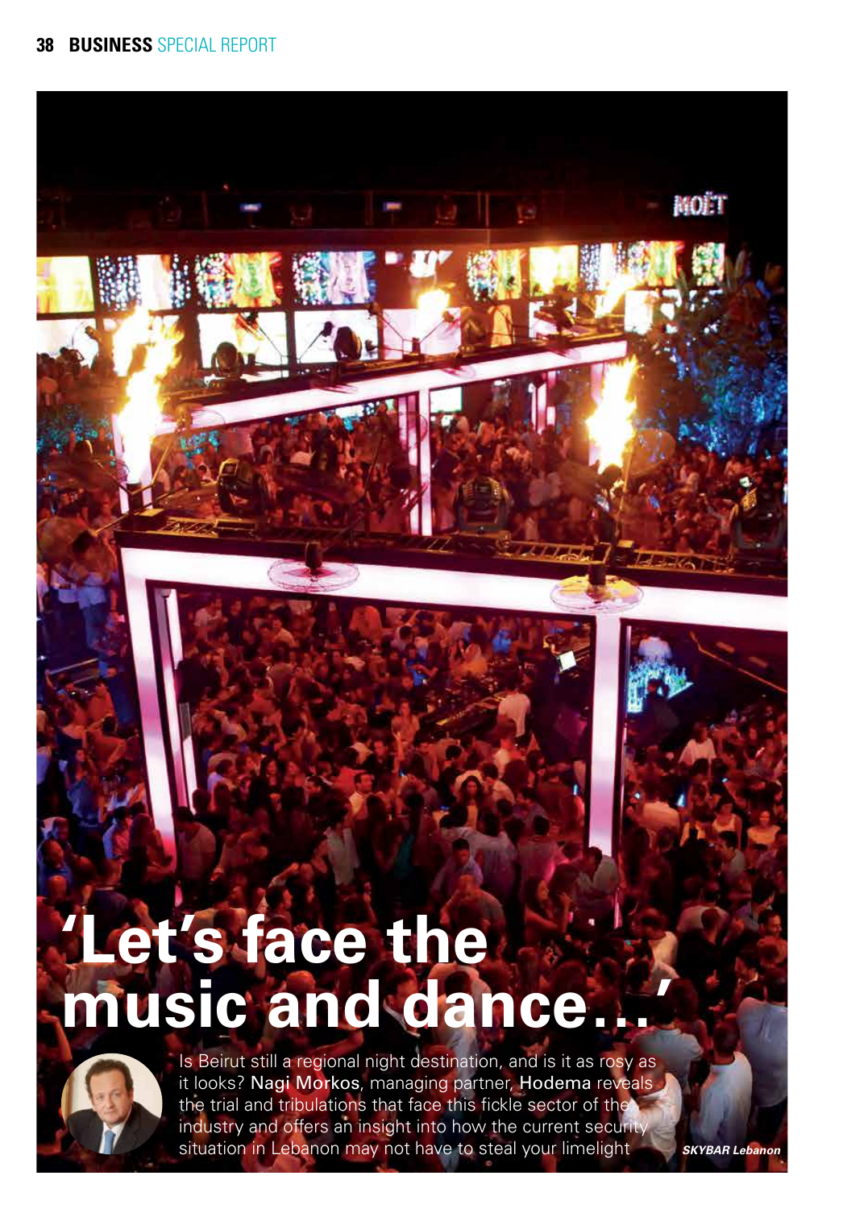# 'Let's face the music and dance…'

Is Beirut still a regional night destination, and is it as rosy as it looks? Nagi Morkos, managing partner, Hodema reveals the trial and tribulations that face this fickle sector of the industry and offers an insight into how the current security situation in Lebanon may not have to steal your limelight

*SKYBAR Lebanon*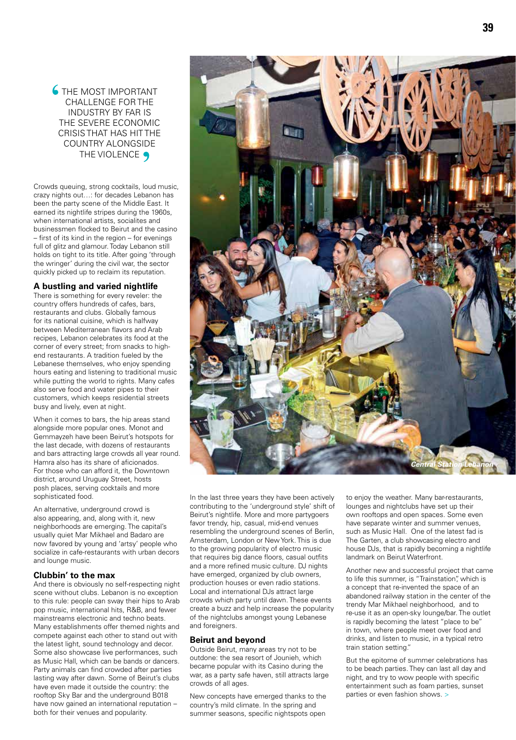> THE MOST IMPORTANT CHALLENGE FOR THE INDUSTRY BY FAR IS THE SEVERE ECONOMIC CRISIS THAT HAS HIT THE COUNTRY ALONGSIDE THE VIOLENCE

Crowds queuing, strong cocktails, loud music, crazy nights out…: for decades Lebanon has been the party scene of the Middle East. It earned its nightlife stripes during the 1960s, when international artists, socialites and businessmen flocked to Beirut and the casino – first of its kind in the region – for evenings full of glitz and glamour. Today Lebanon still holds on tight to its title. After going 'through the wringer' during the civil war, the sector quickly picked up to reclaim its reputation.

### A bustling and varied nightlife

There is something for every reveler: the country offers hundreds of cafes, bars, restaurants and clubs. Globally famous for its national cuisine, which is halfway between Mediterranean flavors and Arab recipes, Lebanon celebrates its food at the corner of every street; from snacks to high-end restaurants. A tradition fueled by the Lebanese themselves, who enjoy spending hours eating and listening to traditional music while putting the world to rights. Many cafes also serve food and water pipes to their customers, which keeps residential streets busy and lively, even at night.

When it comes to bars, the hip areas stand alongside more popular ones. Monot and Gemmayzeh have been Beirut's hotspots for the last decade, with dozens of restaurants and bars attracting large crowds all year round. Hamra also has its share of aficionados. For those who can afford it, the Downtown district, around Uruguay Street, hosts posh places, serving cocktails and more sophisticated food.

An alternative, underground crowd is also appearing, and, along with it, new neighborhoods are emerging. The capital's usually quiet Mar Mikhael and Badaro are now favored by young and 'artsy' people who socialize in cafe-restaurants with urban decors and lounge music.

### Clubbin' to the max

And there is obviously no self-respecting night scene without clubs. Lebanon is no exception to this rule: people can sway their hips to Arab pop music, international hits, R&B, and fewer mainstreams electronic and techno beats. Many establishments offer themed nights and compete against each other to stand out with the latest light, sound technology and decor. Some also showcase live performances, such as Music Hall, which can be bands or dancers. Party animals can find crowded after parties lasting way after dawn. Some of Beirut's clubs have even made it outside the country: the rooftop Sky Bar and the underground B018 have now gained an international reputation – both for their venues and popularity.

*Central Station Lebanon*

In the last three years they have been actively contributing to the 'underground style' shift of Beirut's nightlife. More and more partygoers favor trendy, hip, casual, mid-end venues resembling the underground scenes of Berlin, Amsterdam, London or New York. This is due to the growing popularity of electro music that requires big dance floors, casual outfits and a more refined music culture. DJ nights have emerged, organized by club owners, production houses or even radio stations. Local and international DJs attract large crowds which party until dawn. These events create a buzz and help increase the popularity of the nightclubs amongst young Lebanese and foreigners.

### Beirut and beyond

Outside Beirut, many areas try not to be outdone: the sea resort of Jounieh, which became popular with its Casino during the war, as a party safe haven, still attracts large crowds of all ages.

New concepts have emerged thanks to the country's mild climate. In the spring and summer seasons, specific nightspots open to enjoy the weather. Many bar-restaurants, lounges and nightclubs have set up their own rooftops and open spaces. Some even have separate winter and summer venues, such as Music Hall. One of the latest fad is The Garten, a club showcasing electro and house DJs, that is rapidly becoming a nightlife landmark on Beirut Waterfront.

Another new and successful project that came to life this summer, is "Trainstation", which is a concept that re-invented the space of an abandoned railway station in the center of the trendy Mar Mikhael neighborhood, and to re-use it as an open-sky lounge/bar. The outlet is rapidly becoming the latest "place to be" in town, where people meet over food and drinks, and listen to music, in a typical retro train station setting."

But the epitome of summer celebrations has to be beach parties. They can last all day and night, and try to wow people with specific entertainment such as foam parties, sunset parties or even fashion shows. >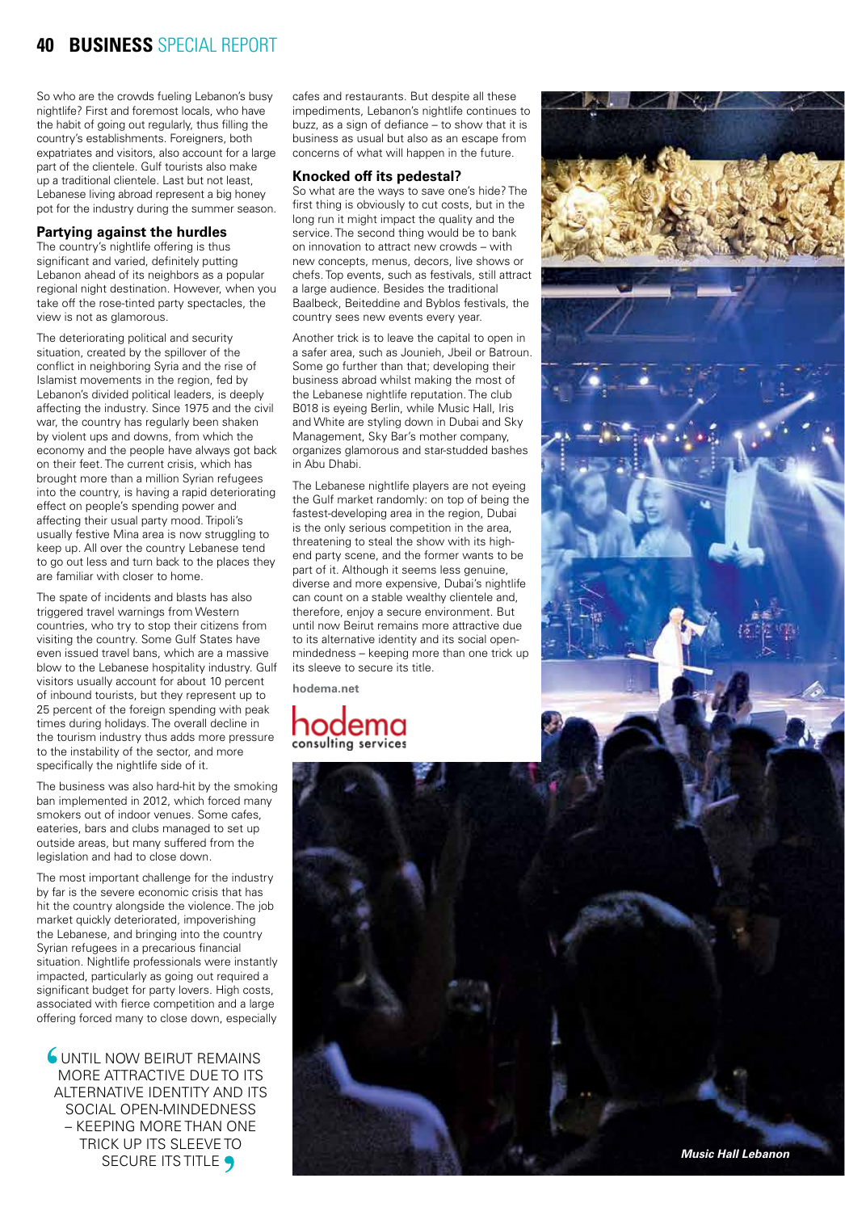So who are the crowds fueling Lebanon's busy nightlife? First and foremost locals, who have the habit of going out regularly, thus filling the country's establishments. Foreigners, both expatriates and visitors, also account for a large part of the clientele. Gulf tourists also make up a traditional clientele. Last but not least, Lebanese living abroad represent a big honey pot for the industry during the summer season.

## Partying against the hurdles

The country's nightlife offering is thus significant and varied, definitely putting Lebanon ahead of its neighbors as a popular regional night destination. However, when you take off the rose-tinted party spectacles, the view is not as glamorous.

The deteriorating political and security situation, created by the spillover of the conflict in neighboring Syria and the rise of Islamist movements in the region, fed by Lebanon's divided political leaders, is deeply affecting the industry. Since 1975 and the civil war, the country has regularly been shaken by violent ups and downs, from which the economy and the people have always got back on their feet. The current crisis, which has brought more than a million Syrian refugees into the country, is having a rapid deteriorating effect on people's spending power and affecting their usual party mood. Tripoli's usually festive Mina area is now struggling to keep up. All over the country Lebanese tend to go out less and turn back to the places they are familiar with closer to home.

The spate of incidents and blasts has also triggered travel warnings from Western countries, who try to stop their citizens from visiting the country. Some Gulf States have even issued travel bans, which are a massive blow to the Lebanese hospitality industry. Gulf visitors usually account for about 10 percent of inbound tourists, but they represent up to 25 percent of the foreign spending with peak times during holidays. The overall decline in the tourism industry thus adds more pressure to the instability of the sector, and more specifically the nightlife side of it.

The business was also hard-hit by the smoking ban implemented in 2012, which forced many smokers out of indoor venues. Some cafes, eateries, bars and clubs managed to set up outside areas, but many suffered from the legislation and had to close down.

The most important challenge for the industry by far is the severe economic crisis that has hit the country alongside the violence. The job market quickly deteriorated, impoverishing the Lebanese, and bringing into the country Syrian refugees in a precarious financial situation. Nightlife professionals were instantly impacted, particularly as going out required a significant budget for party lovers. High costs, associated with fierce competition and a large offering forced many to close down, especially cafes and restaurants. But despite all these impediments, Lebanon's nightlife continues to buzz, as a sign of defiance – to show that it is business as usual but also as an escape from concerns of what will happen in the future.

> UNTIL NOW BEIRUT REMAINS MORE ATTRACTIVE DUE TO ITS ALTERNATIVE IDENTITY AND ITS SOCIAL OPEN-MINDEDNESS – KEEPING MORE THAN ONE TRICK UP ITS SLEEVE TO SECURE ITS TITLE

## Knocked off its pedestal?

So what are the ways to save one's hide? The first thing is obviously to cut costs, but in the long run it might impact the quality and the service. The second thing would be to bank on innovation to attract new crowds – with new concepts, menus, decors, live shows or chefs. Top events, such as festivals, still attract a large audience. Besides the traditional Baalbeck, Beiteddine and Byblos festivals, the country sees new events every year.

Another trick is to leave the capital to open in a safer area, such as Jounieh, Jbeil or Batroun. Some go further than that; developing their business abroad whilst making the most of the Lebanese nightlife reputation. The club B018 is eyeing Berlin, while Music Hall, Iris and White are styling down in Dubai and Sky Management, Sky Bar's mother company, organizes glamorous and star-studded bashes in Abu Dhabi.

The Lebanese nightlife players are not eyeing the Gulf market randomly: on top of being the fastest-developing area in the region, Dubai is the only serious competition in the area, threatening to steal the show with its high-end party scene, and the former wants to be part of it. Although it seems less genuine, diverse and more expensive, Dubai's nightlife can count on a stable wealthy clientele and, therefore, enjoy a secure environment. But until now Beirut remains more attractive due to its alternative identity and its social open-mindedness – keeping more than one trick up its sleeve to secure its title.

**hodema.net**

hodema consulting services

*Music Hall Lebanon*